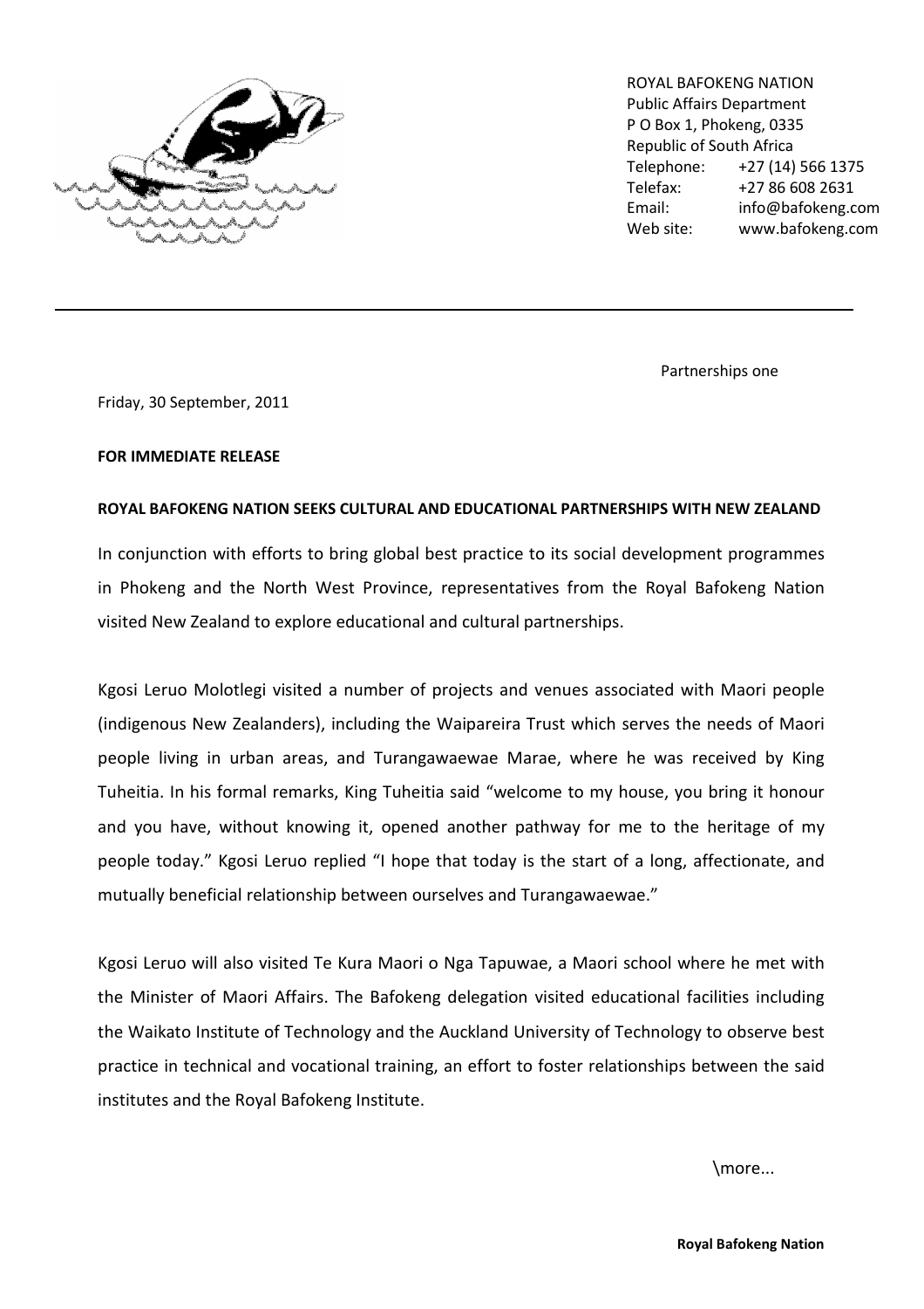ROYAL BAFOKENG NATION
Public Affairs Department
P O Box 1, Phokeng, 0335
Republic of South Africa
Telephone: +27 (14) 566 1375
Telefax: +27 86 608 2631
Email: info@bafokeng.com
Web site: www.bafokeng.com

---

Partnerships one

Friday, 30 September, 2011

**FOR IMMEDIATE RELEASE**

**ROYAL BAFOKENG NATION SEEKS CULTURAL AND EDUCATIONAL PARTNERSHIPS WITH NEW ZEALAND**

In conjunction with efforts to bring global best practice to its social development programmes in Phokeng and the North West Province, representatives from the Royal Bafokeng Nation visited New Zealand to explore educational and cultural partnerships.

Kgosi Leruo Molotlegi visited a number of projects and venues associated with Maori people (indigenous New Zealanders), including the Waipareira Trust which serves the needs of Maori people living in urban areas, and Turangawaewae Marae, where he was received by King Tuheitia. In his formal remarks, King Tuheitia said "welcome to my house, you bring it honour and you have, without knowing it, opened another pathway for me to the heritage of my people today." Kgosi Leruo replied "I hope that today is the start of a long, affectionate, and mutually beneficial relationship between ourselves and Turangawaewae."

Kgosi Leruo will also visited Te Kura Maori o Nga Tapuwae, a Maori school where he met with the Minister of Maori Affairs. The Bafokeng delegation visited educational facilities including the Waikato Institute of Technology and the Auckland University of Technology to observe best practice in technical and vocational training, an effort to foster relationships between the said institutes and the Royal Bafokeng Institute.

\more...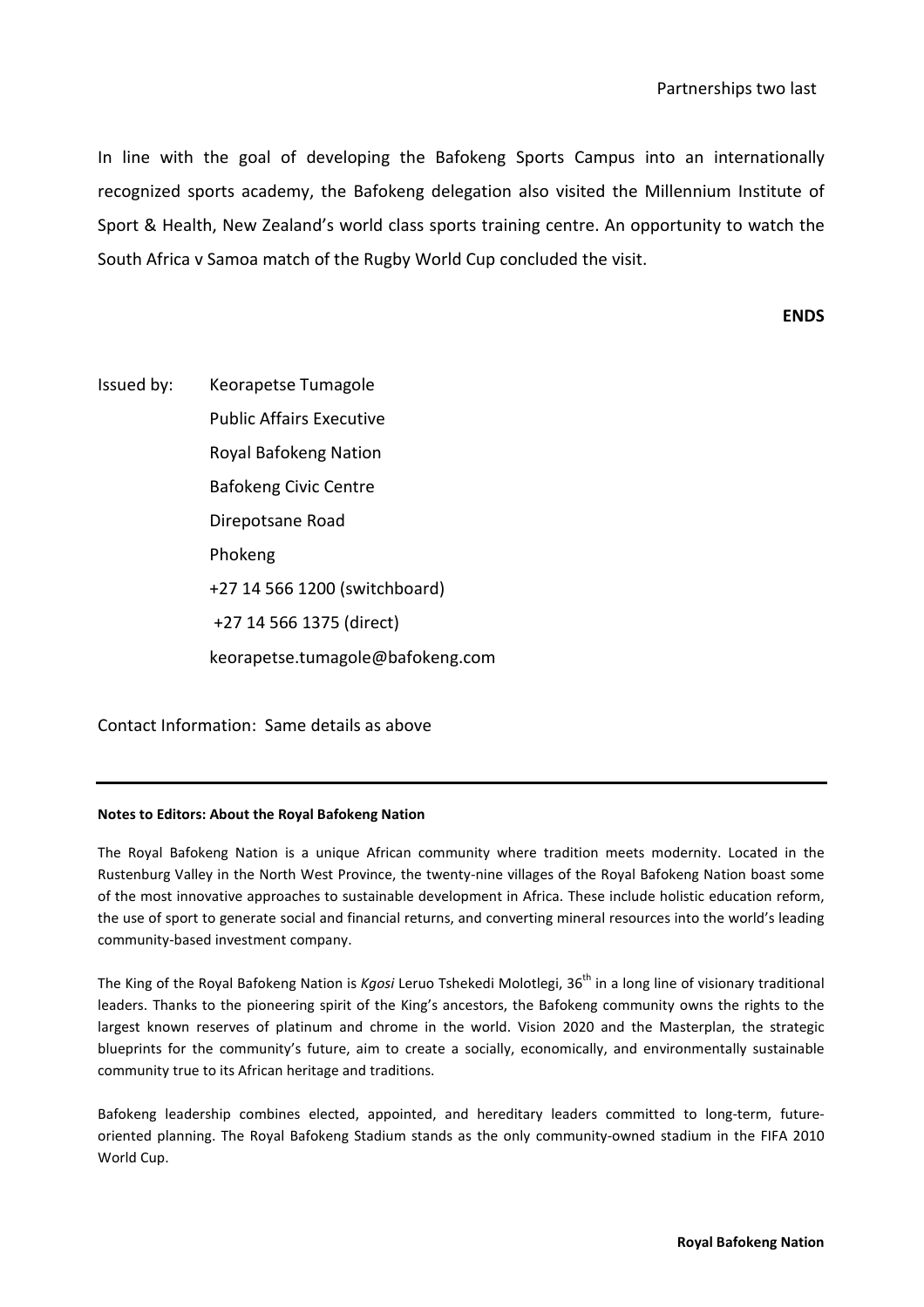In line with the goal of developing the Bafokeng Sports Campus into an internationally recognized sports academy, the Bafokeng delegation also visited the Millennium Institute of Sport & Health, New Zealand's world class sports training centre. An opportunity to watch the South Africa v Samoa match of the Rugby World Cup concluded the visit.

**ENDS**

Issued by: Keorapetse Tumagole
Public Affairs Executive
Royal Bafokeng Nation
Bafokeng Civic Centre
Direpotsane Road
Phokeng
+27 14 566 1200 (switchboard)
+27 14 566 1375 (direct)
keorapetse.tumagole@bafokeng.com

Contact Information: Same details as above

---

**Notes to Editors: About the Royal Bafokeng Nation**

The Royal Bafokeng Nation is a unique African community where tradition meets modernity. Located in the Rustenburg Valley in the North West Province, the twenty-nine villages of the Royal Bafokeng Nation boast some of the most innovative approaches to sustainable development in Africa. These include holistic education reform, the use of sport to generate social and financial returns, and converting mineral resources into the world's leading community-based investment company.

The King of the Royal Bafokeng Nation is *Kgosi* Leruo Tshekedi Molotlegi, 36th in a long line of visionary traditional leaders. Thanks to the pioneering spirit of the King's ancestors, the Bafokeng community owns the rights to the largest known reserves of platinum and chrome in the world. Vision 2020 and the Masterplan, the strategic blueprints for the community's future, aim to create a socially, economically, and environmentally sustainable community true to its African heritage and traditions.

Bafokeng leadership combines elected, appointed, and hereditary leaders committed to long-term, future-oriented planning. The Royal Bafokeng Stadium stands as the only community-owned stadium in the FIFA 2010 World Cup.